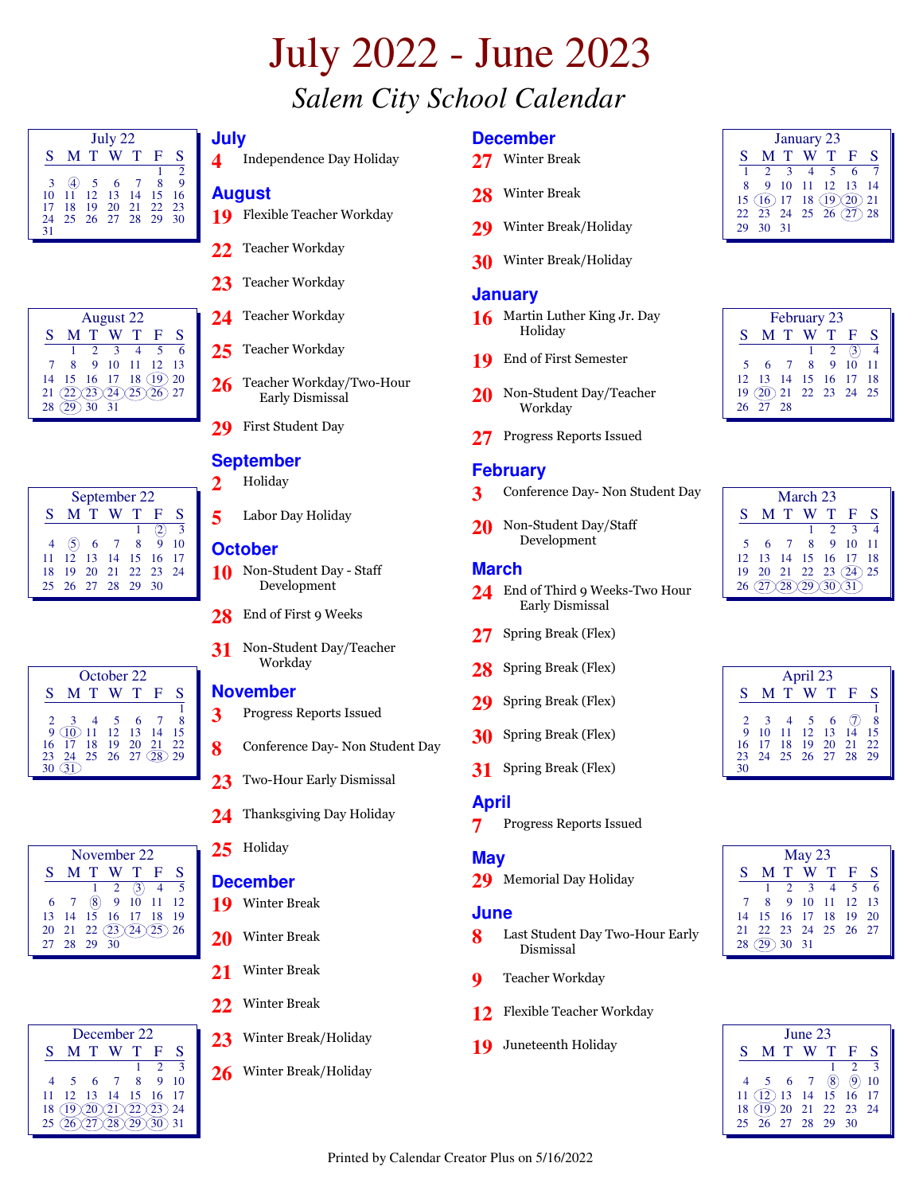# July 2022 - June 2023

## *Salem City School Calendar*

### July
- **4** Independence Day Holiday

### August
- **19** Flexible Teacher Workday
- **22** Teacher Workday
- **23** Teacher Workday
- **24** Teacher Workday
- **25** Teacher Workday
- **26** Teacher Workday/Two-Hour Early Dismissal
- **29** First Student Day

### September
- **2** Holiday
- **5** Labor Day Holiday

### October
- **10** Non-Student Day - Staff Development
- **28** End of First 9 Weeks
- **31** Non-Student Day/Teacher Workday

### November
- **3** Progress Reports Issued
- **8** Conference Day- Non Student Day
- **23** Two-Hour Early Dismissal
- **24** Thanksgiving Day Holiday
- **25** Holiday

### December
- **19** Winter Break
- **20** Winter Break
- **21** Winter Break
- **22** Winter Break
- **23** Winter Break/Holiday
- **26** Winter Break/Holiday
- **27** Winter Break
- **28** Winter Break
- **29** Winter Break/Holiday
- **30** Winter Break/Holiday

### January
- **16** Martin Luther King Jr. Day Holiday
- **19** End of First Semester
- **20** Non-Student Day/Teacher Workday
- **27** Progress Reports Issued

### February
- **3** Conference Day- Non Student Day
- **20** Non-Student Day/Staff Development

### March
- **24** End of Third 9 Weeks-Two Hour Early Dismissal
- **27** Spring Break (Flex)
- **28** Spring Break (Flex)
- **29** Spring Break (Flex)
- **30** Spring Break (Flex)
- **31** Spring Break (Flex)

### April
- **7** Progress Reports Issued

### May
- **29** Memorial Day Holiday

### June
- **8** Last Student Day Two-Hour Early Dismissal
- **9** Teacher Workday
- **12** Flexible Teacher Workday
- **19** Juneteenth Holiday

Printed by Calendar Creator Plus on 5/16/2022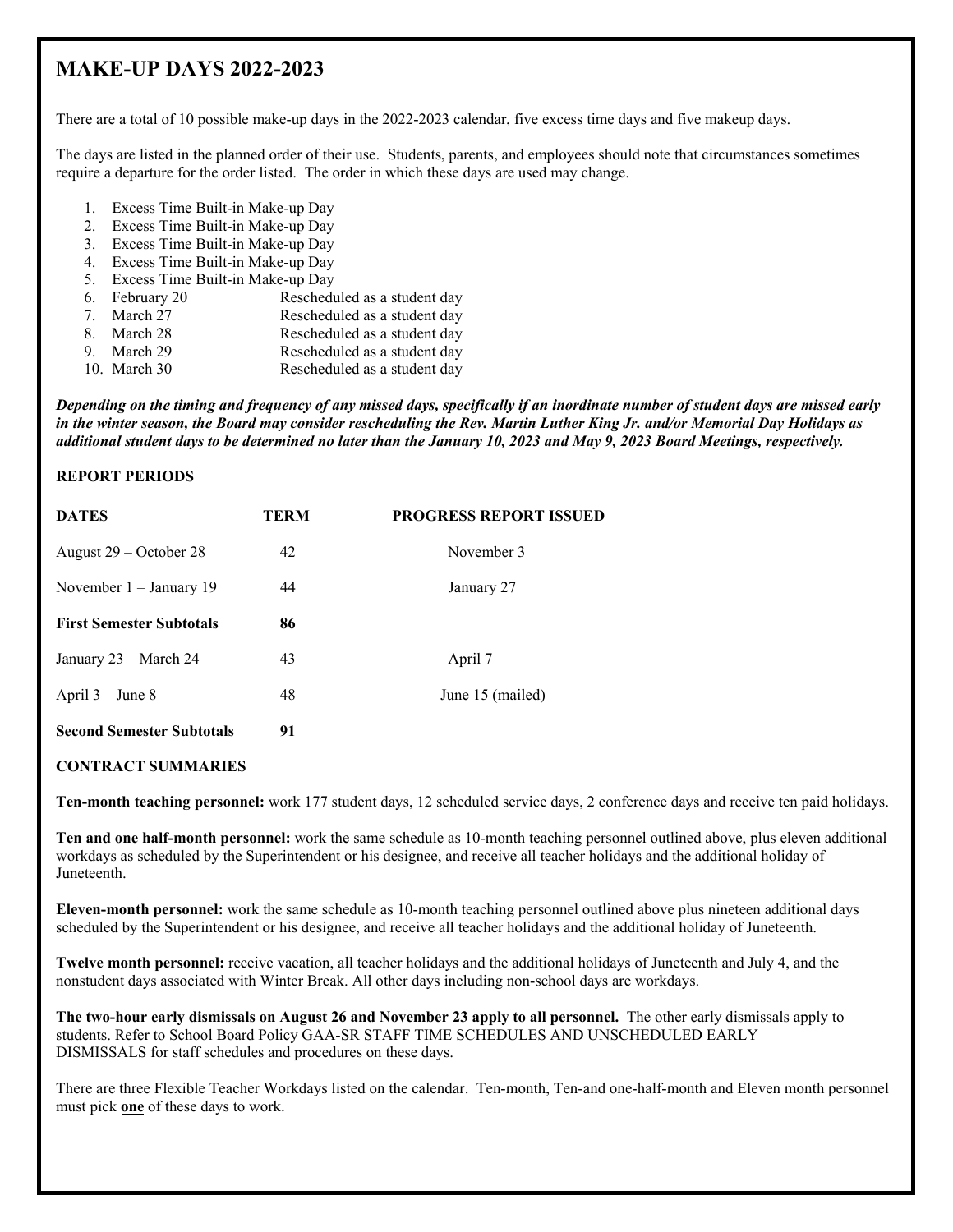## MAKE-UP DAYS 2022-2023

There are a total of 10 possible make-up days in the 2022-2023 calendar, five excess time days and five makeup days.

The days are listed in the planned order of their use. Students, parents, and employees should note that circumstances sometimes require a departure for the order listed. The order in which these days are used may change.

1. Excess Time Built-in Make-up Day
2. Excess Time Built-in Make-up Day
3. Excess Time Built-in Make-up Day
4. Excess Time Built-in Make-up Day
5. Excess Time Built-in Make-up Day
6. February 20 Rescheduled as a student day
7. March 27 Rescheduled as a student day
8. March 28 Rescheduled as a student day
9. March 29 Rescheduled as a student day
10. March 30 Rescheduled as a student day

***Depending on the timing and frequency of any missed days, specifically if an inordinate number of student days are missed early in the winter season, the Board may consider rescheduling the Rev. Martin Luther King Jr. and/or Memorial Day Holidays as additional student days to be determined no later than the January 10, 2023 and May 9, 2023 Board Meetings, respectively.***

**REPORT PERIODS**

| DATES | TERM | PROGRESS REPORT ISSUED |
|---|---|---|
| August 29 – October 28 | 42 | November 3 |
| November 1 – January 19 | 44 | January 27 |
| **First Semester Subtotals** | **86** | |
| January 23 – March 24 | 43 | April 7 |
| April 3 – June 8 | 48 | June 15 (mailed) |
| **Second Semester Subtotals** | **91** | |

**CONTRACT SUMMARIES**

**Ten-month teaching personnel:** work 177 student days, 12 scheduled service days, 2 conference days and receive ten paid holidays.

**Ten and one half-month personnel:** work the same schedule as 10-month teaching personnel outlined above, plus eleven additional workdays as scheduled by the Superintendent or his designee, and receive all teacher holidays and the additional holiday of Juneteenth.

**Eleven-month personnel:** work the same schedule as 10-month teaching personnel outlined above plus nineteen additional days scheduled by the Superintendent or his designee, and receive all teacher holidays and the additional holiday of Juneteenth.

**Twelve month personnel:** receive vacation, all teacher holidays and the additional holidays of Juneteenth and July 4, and the nonstudent days associated with Winter Break. All other days including non-school days are workdays.

**The two-hour early dismissals on August 26 and November 23 apply to all personnel.** The other early dismissals apply to students. Refer to School Board Policy GAA-SR STAFF TIME SCHEDULES AND UNSCHEDULED EARLY DISMISSALS for staff schedules and procedures on these days.

There are three Flexible Teacher Workdays listed on the calendar. Ten-month, Ten-and one-half-month and Eleven month personnel must pick **one** of these days to work.